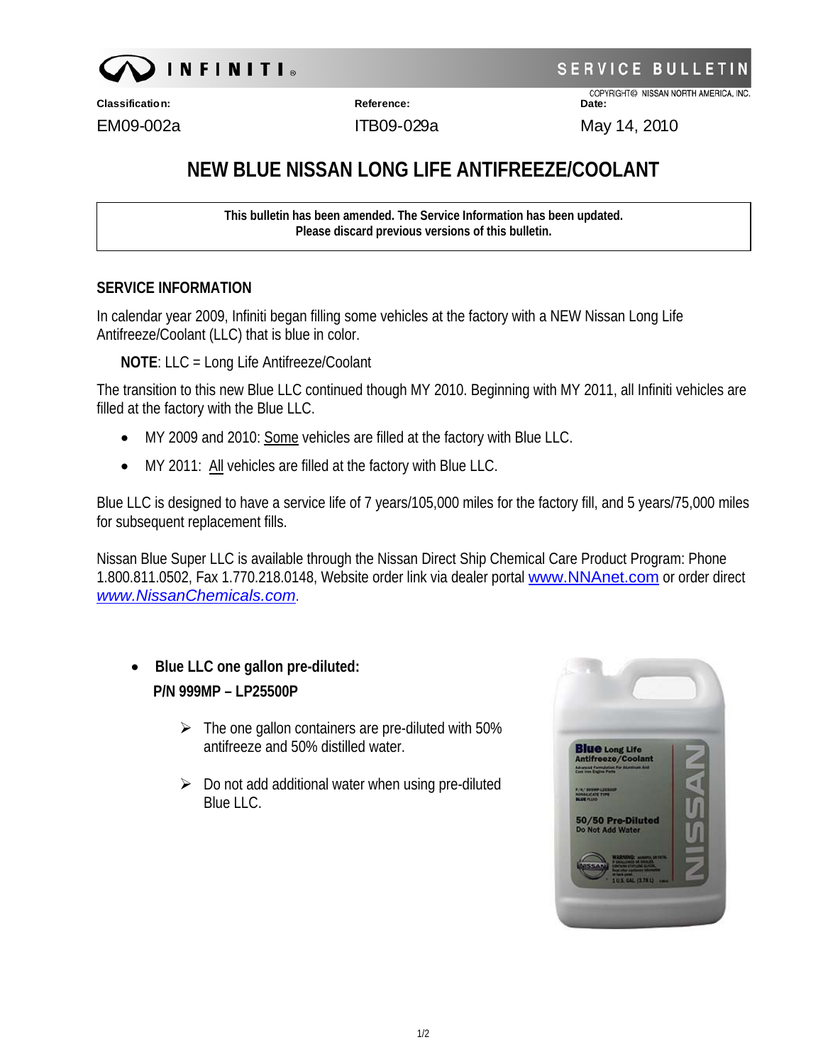INFINITI

SERVICE BULLETIN

COPYRIGHT© NISSAN NORTH AMERICA, INC.

| Classification: | Reference: | Date: |
|---|---|---|
| EM09-002a | ITB09-029a | May 14, 2010 |

# NEW BLUE NISSAN LONG LIFE ANTIFREEZE/COOLANT

**This bulletin has been amended. The Service Information has been updated.**
**Please discard previous versions of this bulletin.**

## SERVICE INFORMATION

In calendar year 2009, Infiniti began filling some vehicles at the factory with a NEW Nissan Long Life Antifreeze/Coolant (LLC) that is blue in color.

**NOTE**: LLC = Long Life Antifreeze/Coolant

The transition to this new Blue LLC continued though MY 2010. Beginning with MY 2011, all Infiniti vehicles are filled at the factory with the Blue LLC.

- MY 2009 and 2010: Some vehicles are filled at the factory with Blue LLC.
- MY 2011: All vehicles are filled at the factory with Blue LLC.

Blue LLC is designed to have a service life of 7 years/105,000 miles for the factory fill, and 5 years/75,000 miles for subsequent replacement fills.

Nissan Blue Super LLC is available through the Nissan Direct Ship Chemical Care Product Program: Phone 1.800.811.0502, Fax 1.770.218.0148, Website order link via dealer portal www.NNAnet.com or order direct *www.NissanChemicals.com*.

- **Blue LLC one gallon pre-diluted:**
  **P/N 999MP – LP25500P**
  - The one gallon containers are pre-diluted with 50% antifreeze and 50% distilled water.
  - Do not add additional water when using pre-diluted Blue LLC.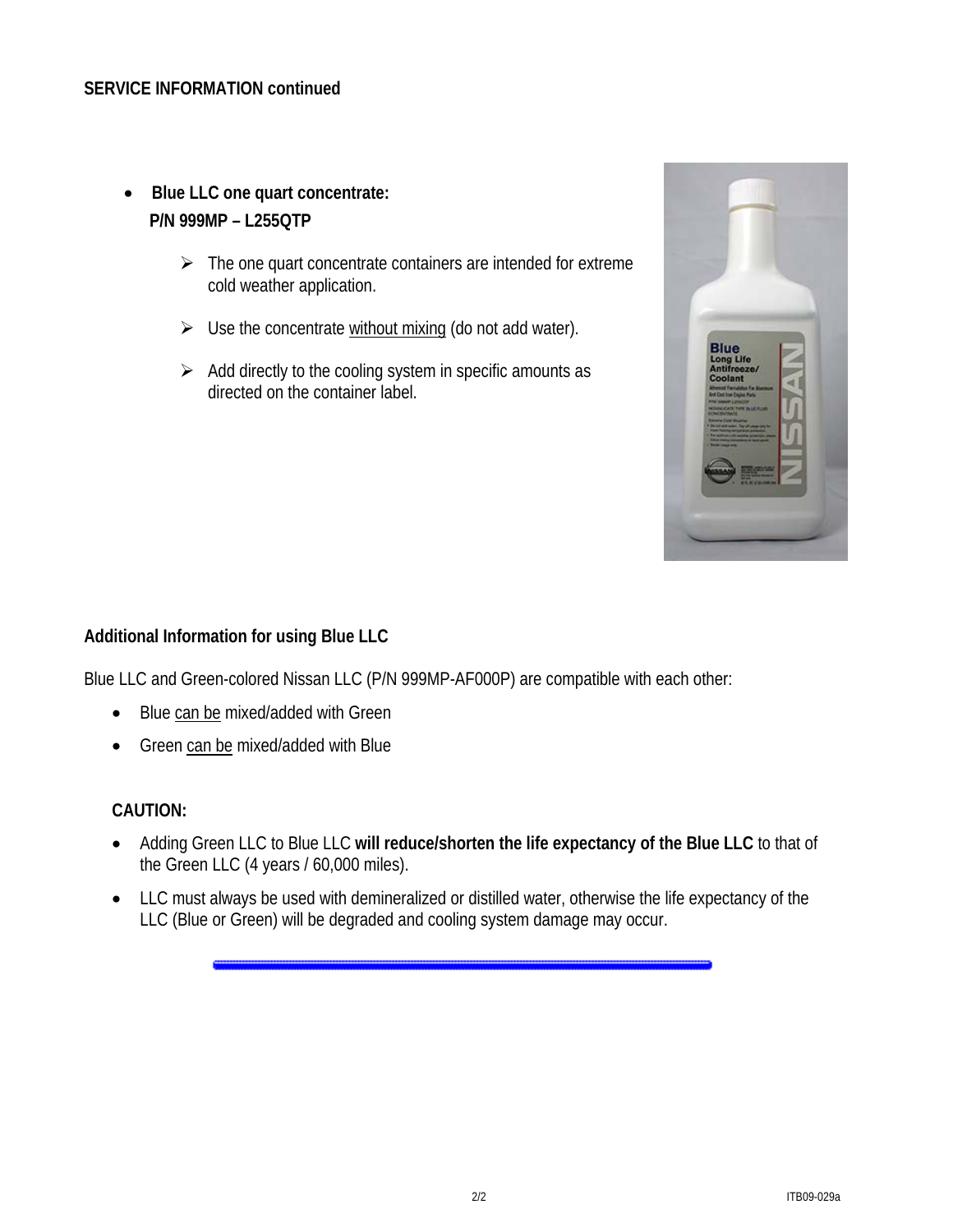**SERVICE INFORMATION continued**

- **Blue LLC one quart concentrate:**
  **P/N 999MP – L255QTP**
  - The one quart concentrate containers are intended for extreme cold weather application.
  - Use the concentrate without mixing (do not add water).
  - Add directly to the cooling system in specific amounts as directed on the container label.

**Additional Information for using Blue LLC**

Blue LLC and Green-colored Nissan LLC (P/N 999MP-AF000P) are compatible with each other:

- Blue can be mixed/added with Green
- Green can be mixed/added with Blue

**CAUTION:**

- Adding Green LLC to Blue LLC **will reduce/shorten the life expectancy of the Blue LLC** to that of the Green LLC (4 years / 60,000 miles).
- LLC must always be used with demineralized or distilled water, otherwise the life expectancy of the LLC (Blue or Green) will be degraded and cooling system damage may occur.